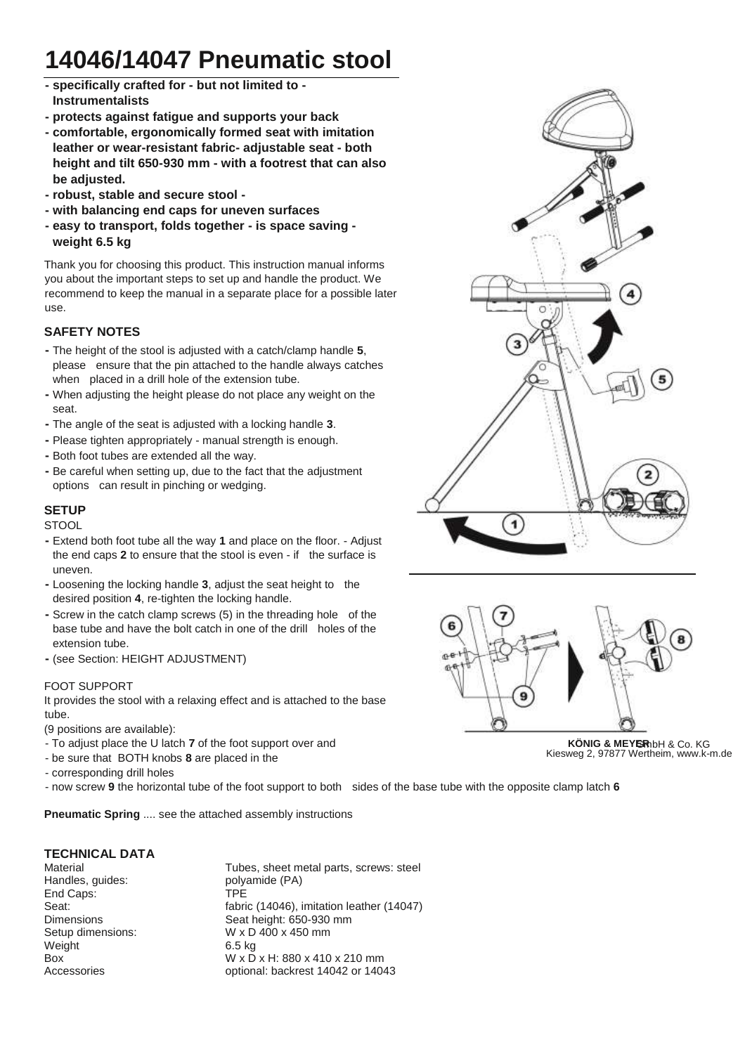# 14046/14047 Pneumatic stool

- **specifically crafted for - but not limited to - Instrumentalists**
- **protects against fatigue and supports your back**
- **comfortable, ergonomically formed seat with imitation leather or wear-resistant fabric- adjustable seat - both height and tilt 650-930 mm - with a footrest that can also be adjusted.**
- **robust, stable and secure stool -**
- **with balancing end caps for uneven surfaces**
- **easy to transport, folds together - is space saving - weight 6.5 kg**

Thank you for choosing this product. This instruction manual informs you about the important steps to set up and handle the product. We recommend to keep the manual in a separate place for a possible later use.

### SAFETY NOTES

- The height of the stool is adjusted with a catch/clamp handle **5**, please ensure that the pin attached to the handle always catches when placed in a drill hole of the extension tube.
- When adjusting the height please do not place any weight on the seat.
- The angle of the seat is adjusted with a locking handle **3**.
- Please tighten appropriately - manual strength is enough.
- Both foot tubes are extended all the way.
- Be careful when setting up, due to the fact that the adjustment options can result in pinching or wedging.

### SETUP

STOOL

- Extend both foot tube all the way **1** and place on the floor. - Adjust the end caps **2** to ensure that the stool is even - if the surface is uneven.
- Loosening the locking handle **3**, adjust the seat height to the desired position **4**, re-tighten the locking handle.
- Screw in the catch clamp screws (5) in the threading hole of the base tube and have the bolt catch in one of the drill holes of the extension tube.
- (see Section: HEIGHT ADJUSTMENT)

FOOT SUPPORT

It provides the stool with a relaxing effect and is attached to the base tube.

(9 positions are available):

- To adjust place the U latch **7** of the foot support over and
- be sure that BOTH knobs **8** are placed in the
- corresponding drill holes
- now screw **9** the horizontal tube of the foot support to both sides of the base tube with the opposite clamp latch **6**

**Pneumatic Spring** .... see the attached assembly instructions

**KÖNIG & MEYER** GmbH & Co. KG
Kiesweg 2, 97877 Wertheim, www.k-m.de

### TECHNICAL DATA

| | |
|---|---|
| Material | Tubes, sheet metal parts, screws: steel |
| Handles, guides: | polyamide (PA) |
| End Caps: | TPE |
| Seat: | fabric (14046), imitation leather (14047) |
| Dimensions | Seat height: 650-930 mm |
| Setup dimensions: | W x D 400 x 450 mm |
| Weight | 6.5 kg |
| Box | W x D x H: 880 x 410 x 210 mm |
| Accessories | optional: backrest 14042 or 14043 |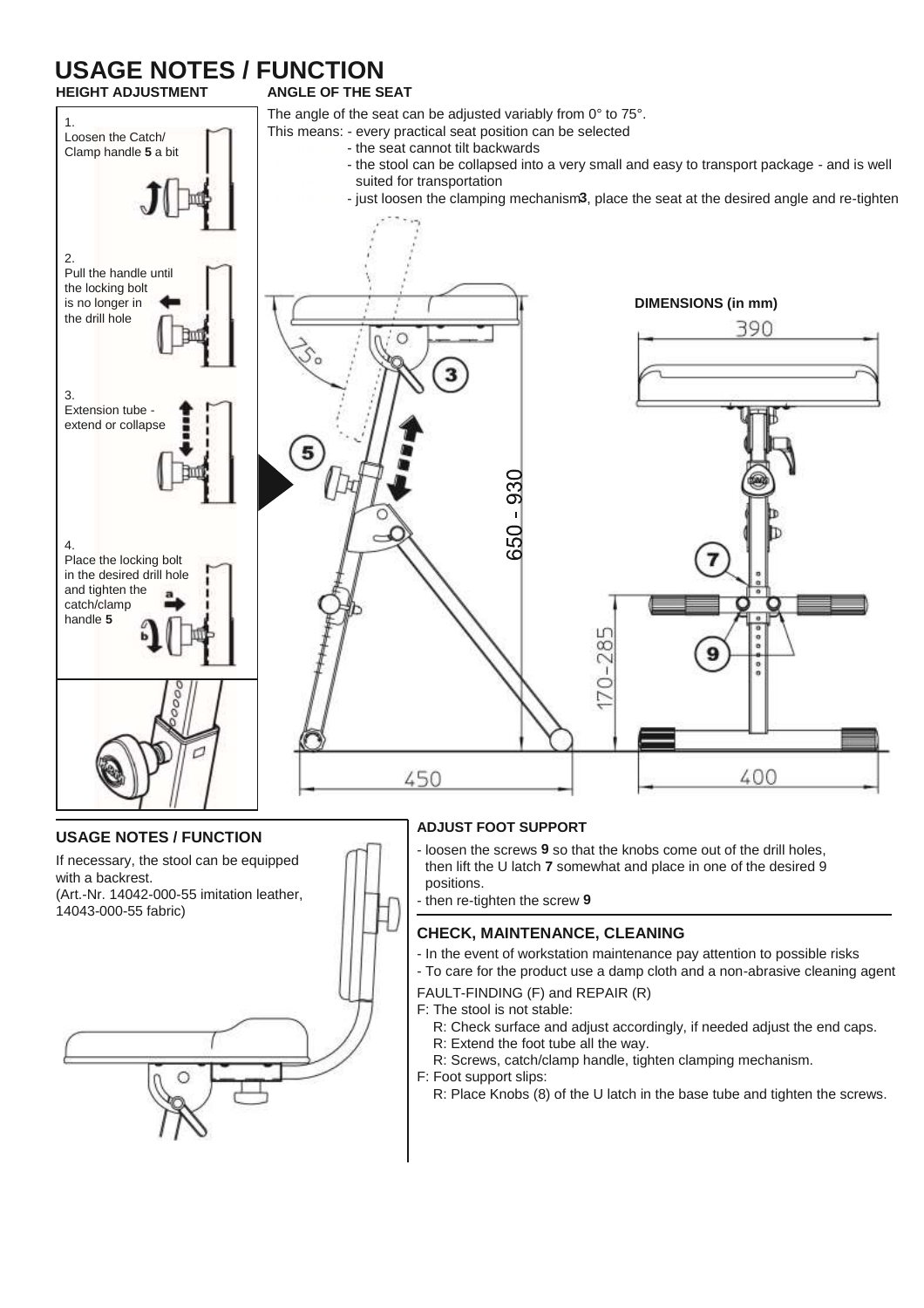# USAGE NOTES / FUNCTION

## HEIGHT ADJUSTMENT

1. Loosen the Catch/ Clamp handle **5** a bit

2. Pull the handle until the locking bolt is no longer in the drill hole

3. Extension tube - extend or collapse

4. Place the locking bolt in the desired drill hole and tighten the catch/clamp handle **5**

## ANGLE OF THE SEAT

The angle of the seat can be adjusted variably from 0° to 75°.

This means:
- every practical seat position can be selected
- the seat cannot tilt backwards
- the stool can be collapsed into a very small and easy to transport package - and is well suited for transportation
- just loosen the clamping mechanism **3**, place the seat at the desired angle and re-tighten

75°

650 - 930

450

**DIMENSIONS (in mm)**

390

170-285

400

## USAGE NOTES / FUNCTION

If necessary, the stool can be equipped with a backrest.
(Art.-Nr. 14042-000-55 imitation leather, 14043-000-55 fabric)

## ADJUST FOOT SUPPORT

- loosen the screws **9** so that the knobs come out of the drill holes, then lift the U latch **7** somewhat and place in one of the desired 9 positions.
- then re-tighten the screw **9**

## CHECK, MAINTENANCE, CLEANING

- In the event of workstation maintenance pay attention to possible risks
- To care for the product use a damp cloth and a non-abrasive cleaning agent

FAULT-FINDING (F) and REPAIR (R)

F: The stool is not stable:
- R: Check surface and adjust accordingly, if needed adjust the end caps.
- R: Extend the foot tube all the way.
- R: Screws, catch/clamp handle, tighten clamping mechanism.

F: Foot support slips:
- R: Place Knobs (8) of the U latch in the base tube and tighten the screws.